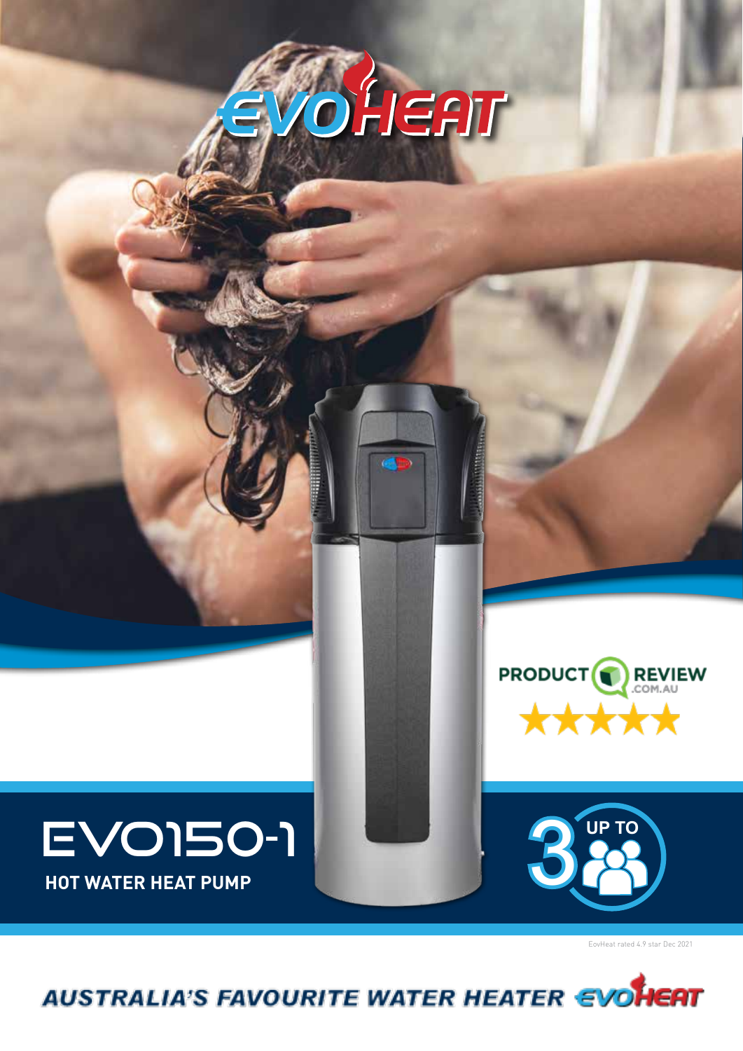# EVOHEAT

# EVO150-1

## HOT WATER HEAT PUMP

PRODUCT REVIEW .COM.AU ★★★★★

UP TO 3

EovHeat rated 4.9 star Dec 2021

**AUSTRALIA'S FAVOURITE WATER HEATER** EVOHEAT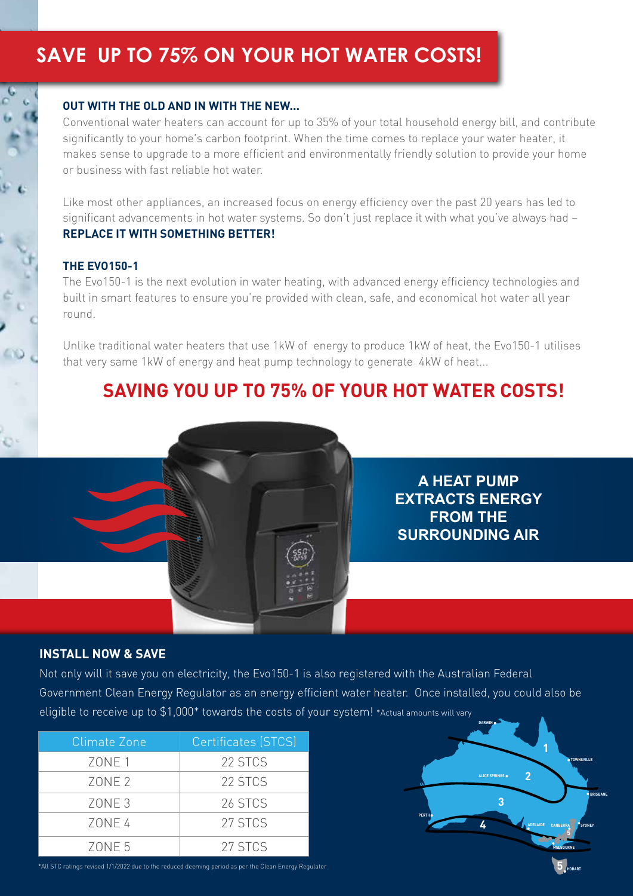# SAVE UP TO 75% ON YOUR HOT WATER COSTS!

**OUT WITH THE OLD AND IN WITH THE NEW...**

Conventional water heaters can account for up to 35% of your total household energy bill, and contribute significantly to your home's carbon footprint. When the time comes to replace your water heater, it makes sense to upgrade to a more efficient and environmentally friendly solution to provide your home or business with fast reliable hot water.

Like most other appliances, an increased focus on energy efficiency over the past 20 years has led to significant advancements in hot water systems. So don't just replace it with what you've always had – **REPLACE IT WITH SOMETHING BETTER!**

**THE EVO150-1**

The Evo150-1 is the next evolution in water heating, with advanced energy efficiency technologies and built in smart features to ensure you're provided with clean, safe, and economical hot water all year round.

Unlike traditional water heaters that use 1kW of energy to produce 1kW of heat, the Evo150-1 utilises that very same 1kW of energy and heat pump technology to generate 4kW of heat...

## SAVING YOU UP TO 75% OF YOUR HOT WATER COSTS!

**A HEAT PUMP EXTRACTS ENERGY FROM THE SURROUNDING AIR**

**INSTALL NOW & SAVE**

Not only will it save you on electricity, the Evo150-1 is also registered with the Australian Federal Government Clean Energy Regulator as an energy efficient water heater. Once installed, you could also be eligible to receive up to $1,000* towards the costs of your system! *Actual amounts will vary

| Climate Zone | Certificates (STCS) |
|---|---|
| ZONE 1 | 22 STCS |
| ZONE 2 | 22 STCS |
| ZONE 3 | 26 STCS |
| ZONE 4 | 27 STCS |
| ZONE 5 | 27 STCS |

*All STC ratings revised 1/1/2022 due to the reduced deeming period as per the Clean Energy Regulator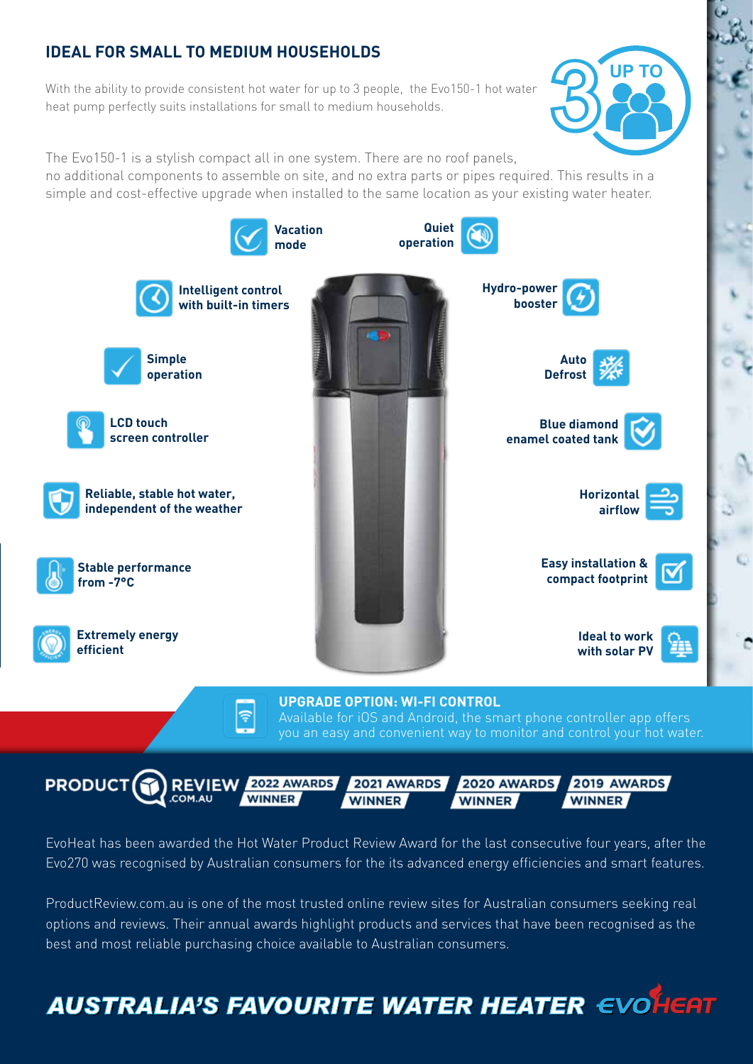## IDEAL FOR SMALL TO MEDIUM HOUSEHOLDS

With the ability to provide consistent hot water for up to 3 people, the Evo150-1 hot water heat pump perfectly suits installations for small to medium households.

UP TO 3

The Evo150-1 is a stylish compact all in one system. There are no roof panels, no additional components to assemble on site, and no extra parts or pipes required. This results in a simple and cost-effective upgrade when installed to the same location as your existing water heater.

- **Vacation mode**
- **Quiet operation**
- **Intelligent control with built-in timers**
- **Hydro-power booster**
- **Simple operation**
- **Auto Defrost**
- **LCD touch screen controller**
- **Blue diamond enamel coated tank**
- **Reliable, stable hot water, independent of the weather**
- **Horizontal airflow**
- **Stable performance from -7°C**
- **Easy installation & compact footprint**
- **Extremely energy efficient**
- **Ideal to work with solar PV**

### UPGRADE OPTION: WI-FI CONTROL

Available for iOS and Android, the smart phone controller app offers you an easy and convenient way to monitor and control your hot water.

PRODUCT REVIEW .COM.AU — 2022 AWARDS WINNER | 2021 AWARDS WINNER | 2020 AWARDS WINNER | 2019 AWARDS WINNER

EvoHeat has been awarded the Hot Water Product Review Award for the last consecutive four years, after the Evo270 was recognised by Australian consumers for the its advanced energy efficiencies and smart features.

ProductReview.com.au is one of the most trusted online review sites for Australian consumers seeking real options and reviews. Their annual awards highlight products and services that have been recognised as the best and most reliable purchasing choice available to Australian consumers.

## AUSTRALIA'S FAVOURITE WATER HEATER EVOHEAT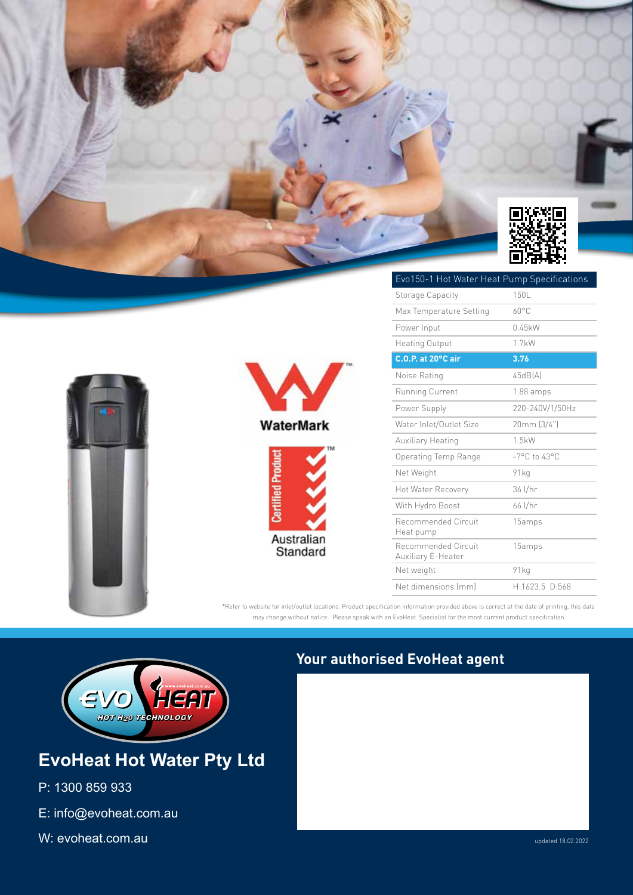| Evo150-1 Hot Water Heat Pump Specifications | |
|---|---|
| Storage Capacity | 150L |
| Max Temperature Setting | 60°C |
| Power Input | 0.45kW |
| Heating Output | 1.7kW |
| **C.O.P. at 20°C air** | **3.76** |
| Noise Rating | 45dB(A) |
| Running Current | 1.88 amps |
| Power Supply | 220-240V/1/50Hz |
| Water Inlet/Outlet Size | 20mm (3/4") |
| Auxiliary Heating | 1.5kW |
| Operating Temp Range | -7°C to 43°C |
| Net Weight | 91kg |
| Hot Water Recovery | 36 l/hr |
| With Hydro Boost | 66 l/hr |
| Recommended Circuit Heat pump | 15amps |
| Recommended Circuit Auxiliary E-Heater | 15amps |
| Net weight | 91kg |
| Net dimensions (mm) | H:1623.5 D:568 |

WaterMark™

Certified Product™ Australian Standard

*Refer to website for inlet/outlet locations. Product specification information provided above is correct at the date of printing, this data may change without notice. Please speak with an EvoHeat Specialist for the most current product specification

## Your authorised EvoHeat agent

EVO HEAT www.evoheat.com.au HOT H2O TECHNOLOGY

## EvoHeat Hot Water Pty Ltd

P: 1300 859 933

E: info@evoheat.com.au

W: evoheat.com.au

updated 18.02.2022